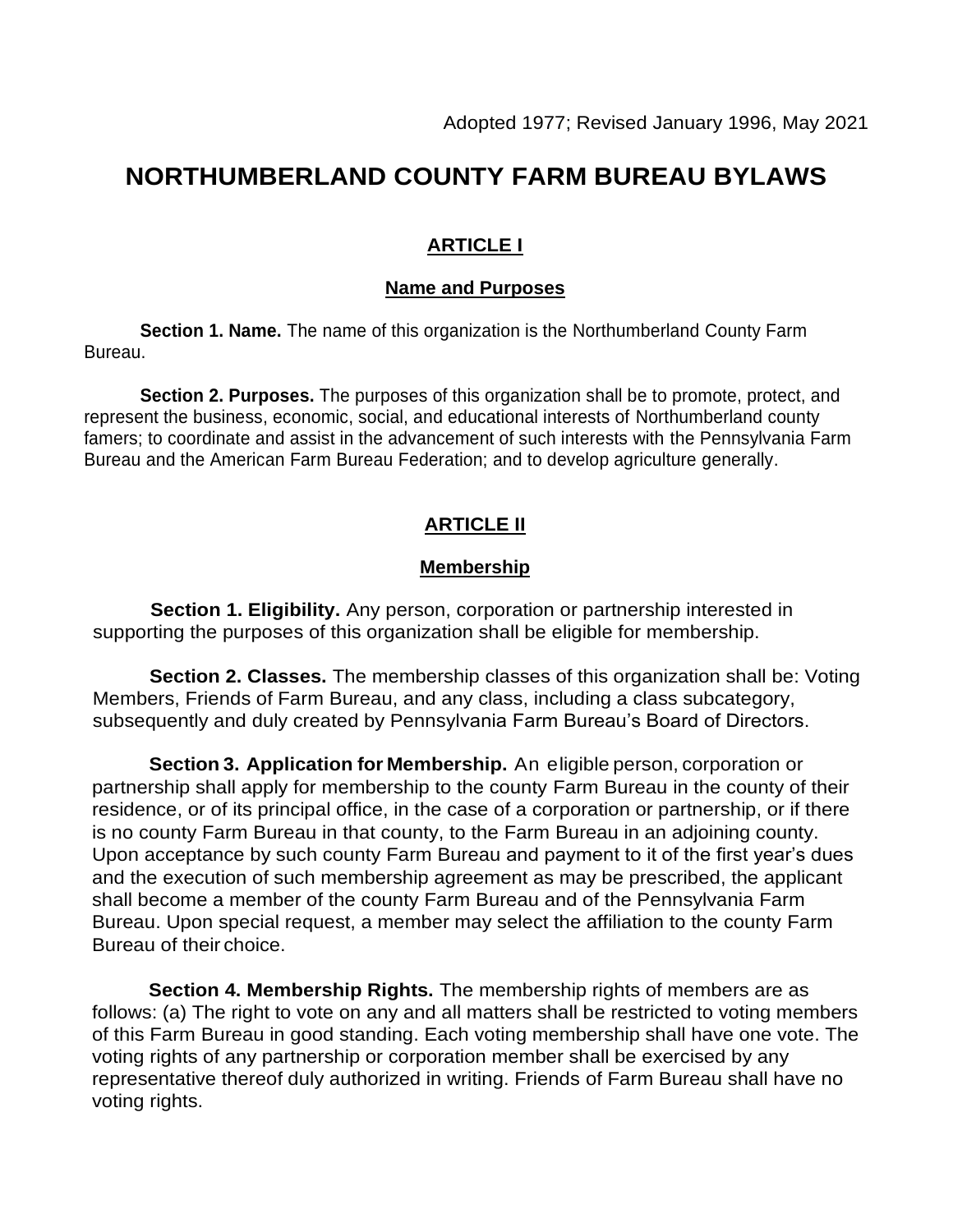Adopted 1977; Revised January 1996, May 2021

# NORTHUMBERLAND COUNTY FARM BUREAU BYLAWS

## ARTICLE I

### Name and Purposes

**Section 1. Name.** The name of this organization is the Northumberland County Farm Bureau.

**Section 2. Purposes.** The purposes of this organization shall be to promote, protect, and represent the business, economic, social, and educational interests of Northumberland county famers; to coordinate and assist in the advancement of such interests with the Pennsylvania Farm Bureau and the American Farm Bureau Federation; and to develop agriculture generally.

## ARTICLE II

### Membership

**Section 1. Eligibility.** Any person, corporation or partnership interested in supporting the purposes of this organization shall be eligible for membership.

**Section 2. Classes.** The membership classes of this organization shall be: Voting Members, Friends of Farm Bureau, and any class, including a class subcategory, subsequently and duly created by Pennsylvania Farm Bureau's Board of Directors.

**Section 3. Application for Membership.** An eligible person, corporation or partnership shall apply for membership to the county Farm Bureau in the county of their residence, or of its principal office, in the case of a corporation or partnership, or if there is no county Farm Bureau in that county, to the Farm Bureau in an adjoining county. Upon acceptance by such county Farm Bureau and payment to it of the first year's dues and the execution of such membership agreement as may be prescribed, the applicant shall become a member of the county Farm Bureau and of the Pennsylvania Farm Bureau. Upon special request, a member may select the affiliation to the county Farm Bureau of their choice.

**Section 4. Membership Rights.** The membership rights of members are as follows: (a) The right to vote on any and all matters shall be restricted to voting members of this Farm Bureau in good standing. Each voting membership shall have one vote. The voting rights of any partnership or corporation member shall be exercised by any representative thereof duly authorized in writing. Friends of Farm Bureau shall have no voting rights.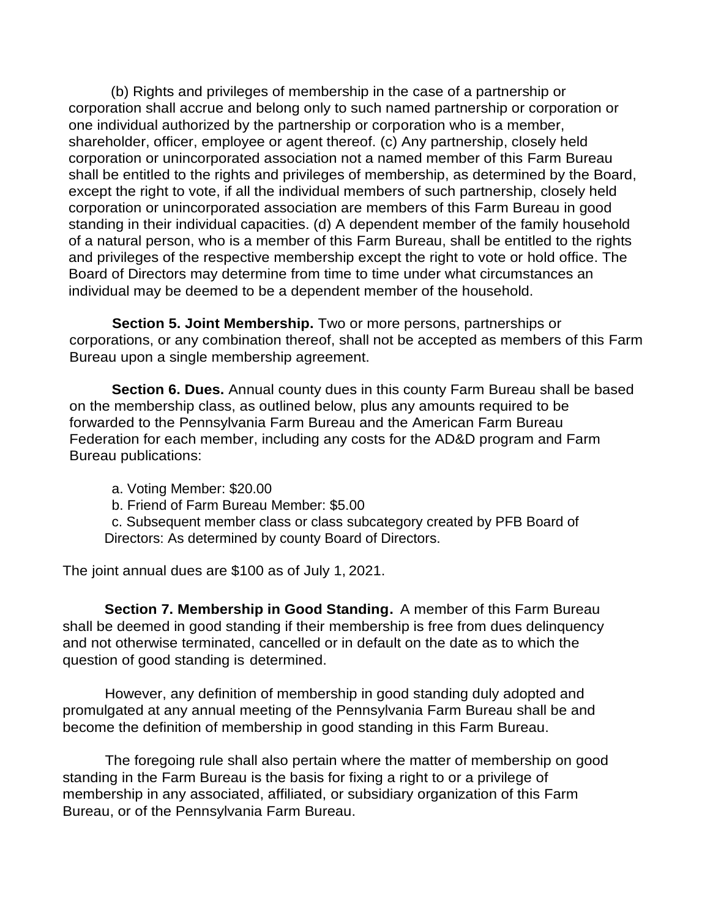(b) Rights and privileges of membership in the case of a partnership or corporation shall accrue and belong only to such named partnership or corporation or one individual authorized by the partnership or corporation who is a member, shareholder, officer, employee or agent thereof. (c) Any partnership, closely held corporation or unincorporated association not a named member of this Farm Bureau shall be entitled to the rights and privileges of membership, as determined by the Board, except the right to vote, if all the individual members of such partnership, closely held corporation or unincorporated association are members of this Farm Bureau in good standing in their individual capacities. (d) A dependent member of the family household of a natural person, who is a member of this Farm Bureau, shall be entitled to the rights and privileges of the respective membership except the right to vote or hold office. The Board of Directors may determine from time to time under what circumstances an individual may be deemed to be a dependent member of the household.

**Section 5. Joint Membership.** Two or more persons, partnerships or corporations, or any combination thereof, shall not be accepted as members of this Farm Bureau upon a single membership agreement.

**Section 6. Dues.** Annual county dues in this county Farm Bureau shall be based on the membership class, as outlined below, plus any amounts required to be forwarded to the Pennsylvania Farm Bureau and the American Farm Bureau Federation for each member, including any costs for the AD&D program and Farm Bureau publications:

a. Voting Member: $20.00
b. Friend of Farm Bureau Member: $5.00
c. Subsequent member class or class subcategory created by PFB Board of Directors: As determined by county Board of Directors.

The joint annual dues are $100 as of July 1, 2021.

**Section 7. Membership in Good Standing.** A member of this Farm Bureau shall be deemed in good standing if their membership is free from dues delinquency and not otherwise terminated, cancelled or in default on the date as to which the question of good standing is determined.

However, any definition of membership in good standing duly adopted and promulgated at any annual meeting of the Pennsylvania Farm Bureau shall be and become the definition of membership in good standing in this Farm Bureau.

The foregoing rule shall also pertain where the matter of membership on good standing in the Farm Bureau is the basis for fixing a right to or a privilege of membership in any associated, affiliated, or subsidiary organization of this Farm Bureau, or of the Pennsylvania Farm Bureau.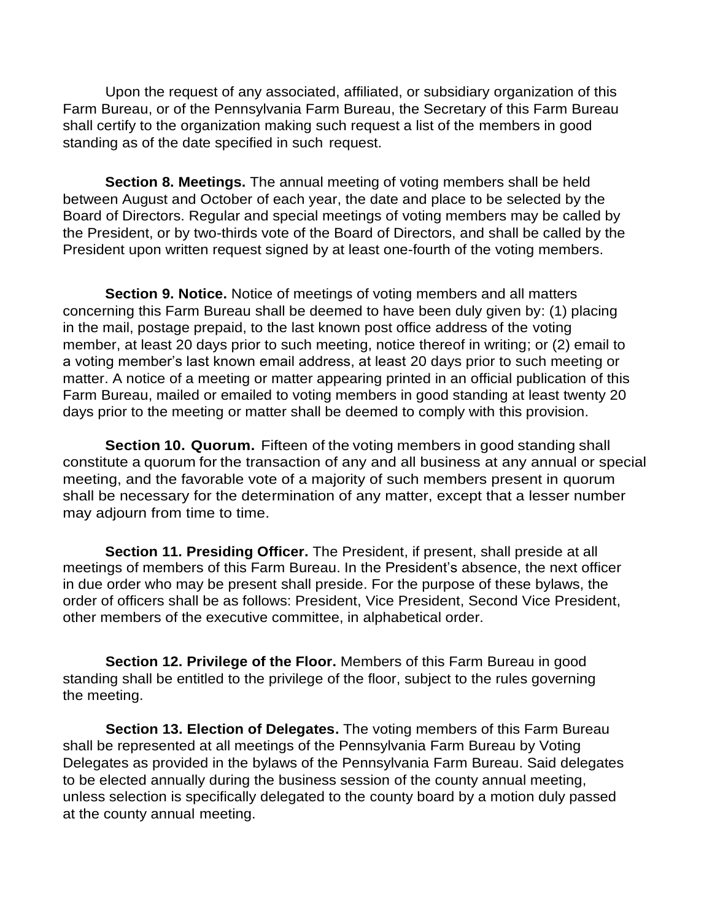Upon the request of any associated, affiliated, or subsidiary organization of this Farm Bureau, or of the Pennsylvania Farm Bureau, the Secretary of this Farm Bureau shall certify to the organization making such request a list of the members in good standing as of the date specified in such request.

**Section 8. Meetings.** The annual meeting of voting members shall be held between August and October of each year, the date and place to be selected by the Board of Directors. Regular and special meetings of voting members may be called by the President, or by two-thirds vote of the Board of Directors, and shall be called by the President upon written request signed by at least one-fourth of the voting members.

**Section 9. Notice.** Notice of meetings of voting members and all matters concerning this Farm Bureau shall be deemed to have been duly given by: (1) placing in the mail, postage prepaid, to the last known post office address of the voting member, at least 20 days prior to such meeting, notice thereof in writing; or (2) email to a voting member's last known email address, at least 20 days prior to such meeting or matter. A notice of a meeting or matter appearing printed in an official publication of this Farm Bureau, mailed or emailed to voting members in good standing at least twenty 20 days prior to the meeting or matter shall be deemed to comply with this provision.

**Section 10. Quorum.** Fifteen of the voting members in good standing shall constitute a quorum for the transaction of any and all business at any annual or special meeting, and the favorable vote of a majority of such members present in quorum shall be necessary for the determination of any matter, except that a lesser number may adjourn from time to time.

**Section 11. Presiding Officer.** The President, if present, shall preside at all meetings of members of this Farm Bureau. In the President's absence, the next officer in due order who may be present shall preside. For the purpose of these bylaws, the order of officers shall be as follows: President, Vice President, Second Vice President, other members of the executive committee, in alphabetical order.

**Section 12. Privilege of the Floor.** Members of this Farm Bureau in good standing shall be entitled to the privilege of the floor, subject to the rules governing the meeting.

**Section 13. Election of Delegates.** The voting members of this Farm Bureau shall be represented at all meetings of the Pennsylvania Farm Bureau by Voting Delegates as provided in the bylaws of the Pennsylvania Farm Bureau. Said delegates to be elected annually during the business session of the county annual meeting, unless selection is specifically delegated to the county board by a motion duly passed at the county annual meeting.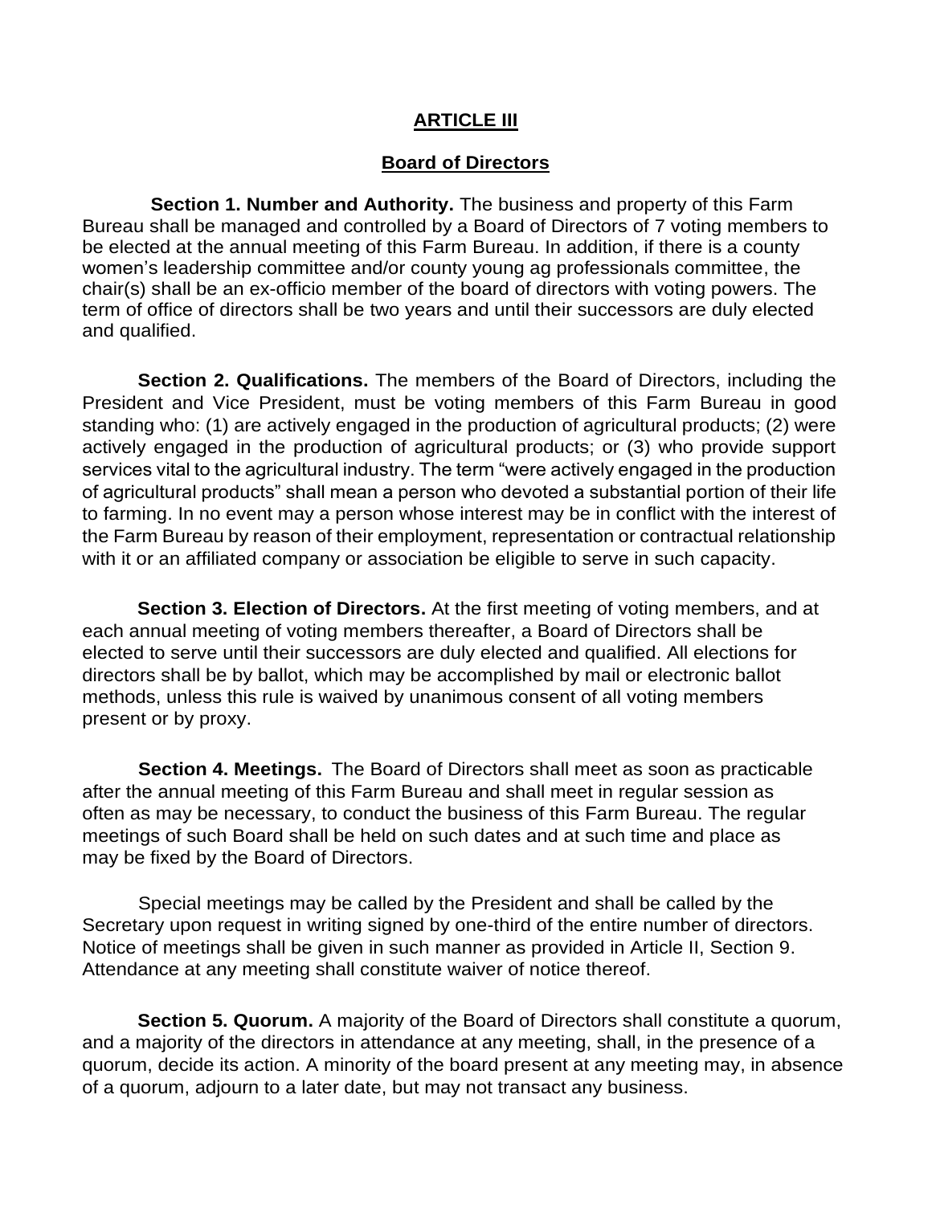## ARTICLE III

### Board of Directors

**Section 1. Number and Authority.** The business and property of this Farm Bureau shall be managed and controlled by a Board of Directors of 7 voting members to be elected at the annual meeting of this Farm Bureau. In addition, if there is a county women's leadership committee and/or county young ag professionals committee, the chair(s) shall be an ex-officio member of the board of directors with voting powers. The term of office of directors shall be two years and until their successors are duly elected and qualified.

**Section 2. Qualifications.** The members of the Board of Directors, including the President and Vice President, must be voting members of this Farm Bureau in good standing who: (1) are actively engaged in the production of agricultural products; (2) were actively engaged in the production of agricultural products; or (3) who provide support services vital to the agricultural industry. The term "were actively engaged in the production of agricultural products" shall mean a person who devoted a substantial portion of their life to farming. In no event may a person whose interest may be in conflict with the interest of the Farm Bureau by reason of their employment, representation or contractual relationship with it or an affiliated company or association be eligible to serve in such capacity.

**Section 3. Election of Directors.** At the first meeting of voting members, and at each annual meeting of voting members thereafter, a Board of Directors shall be elected to serve until their successors are duly elected and qualified. All elections for directors shall be by ballot, which may be accomplished by mail or electronic ballot methods, unless this rule is waived by unanimous consent of all voting members present or by proxy.

**Section 4. Meetings.** The Board of Directors shall meet as soon as practicable after the annual meeting of this Farm Bureau and shall meet in regular session as often as may be necessary, to conduct the business of this Farm Bureau. The regular meetings of such Board shall be held on such dates and at such time and place as may be fixed by the Board of Directors.

Special meetings may be called by the President and shall be called by the Secretary upon request in writing signed by one-third of the entire number of directors. Notice of meetings shall be given in such manner as provided in Article II, Section 9. Attendance at any meeting shall constitute waiver of notice thereof.

**Section 5. Quorum.** A majority of the Board of Directors shall constitute a quorum, and a majority of the directors in attendance at any meeting, shall, in the presence of a quorum, decide its action. A minority of the board present at any meeting may, in absence of a quorum, adjourn to a later date, but may not transact any business.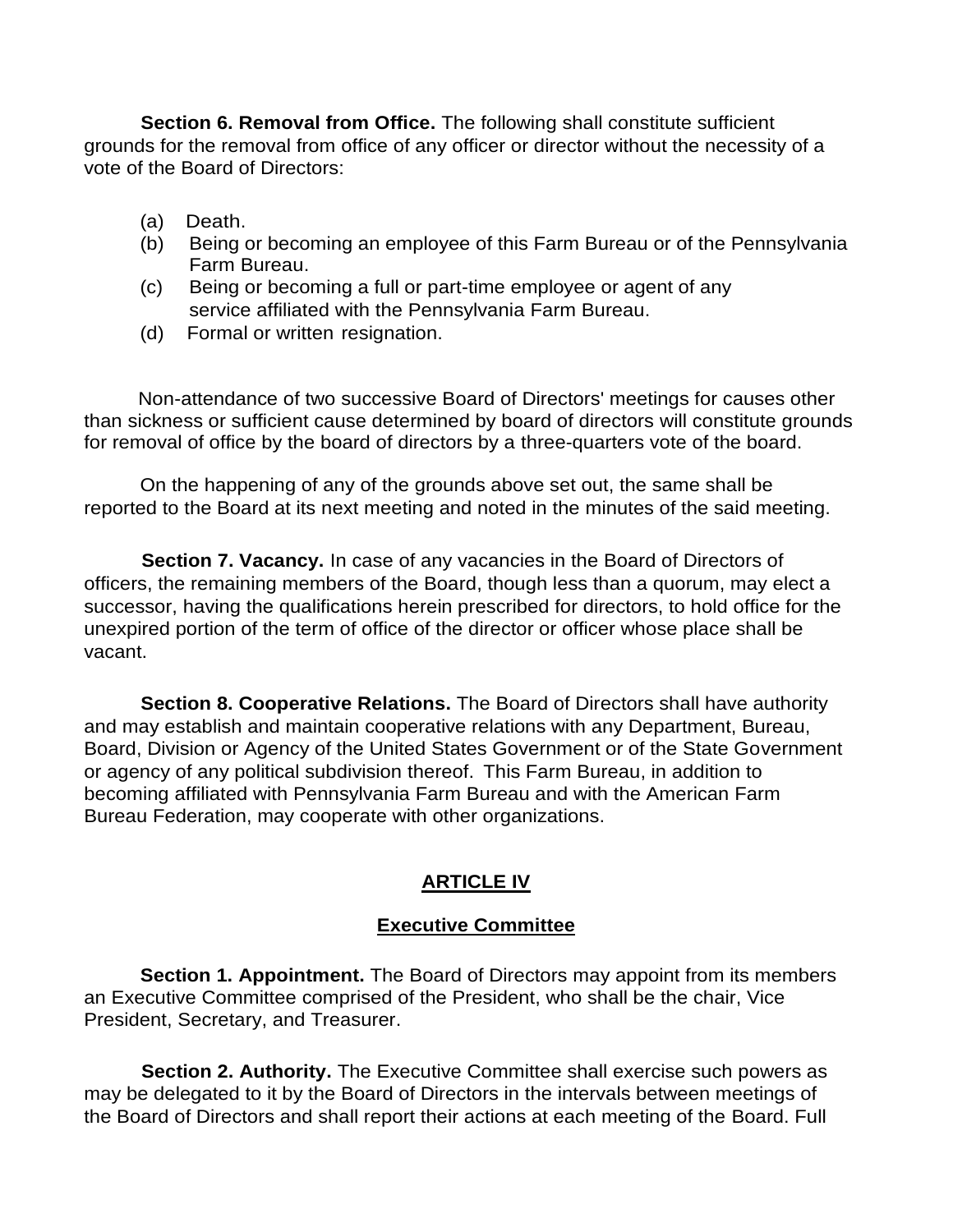**Section 6. Removal from Office.** The following shall constitute sufficient grounds for the removal from office of any officer or director without the necessity of a vote of the Board of Directors:

(a) Death.
(b) Being or becoming an employee of this Farm Bureau or of the Pennsylvania Farm Bureau.
(c) Being or becoming a full or part-time employee or agent of any service affiliated with the Pennsylvania Farm Bureau.
(d) Formal or written resignation.

Non-attendance of two successive Board of Directors' meetings for causes other than sickness or sufficient cause determined by board of directors will constitute grounds for removal of office by the board of directors by a three-quarters vote of the board.

On the happening of any of the grounds above set out, the same shall be reported to the Board at its next meeting and noted in the minutes of the said meeting.

**Section 7. Vacancy.** In case of any vacancies in the Board of Directors of officers, the remaining members of the Board, though less than a quorum, may elect a successor, having the qualifications herein prescribed for directors, to hold office for the unexpired portion of the term of office of the director or officer whose place shall be vacant.

**Section 8. Cooperative Relations.** The Board of Directors shall have authority and may establish and maintain cooperative relations with any Department, Bureau, Board, Division or Agency of the United States Government or of the State Government or agency of any political subdivision thereof. This Farm Bureau, in addition to becoming affiliated with Pennsylvania Farm Bureau and with the American Farm Bureau Federation, may cooperate with other organizations.

## ARTICLE IV

## Executive Committee

**Section 1. Appointment.** The Board of Directors may appoint from its members an Executive Committee comprised of the President, who shall be the chair, Vice President, Secretary, and Treasurer.

**Section 2. Authority.** The Executive Committee shall exercise such powers as may be delegated to it by the Board of Directors in the intervals between meetings of the Board of Directors and shall report their actions at each meeting of the Board. Full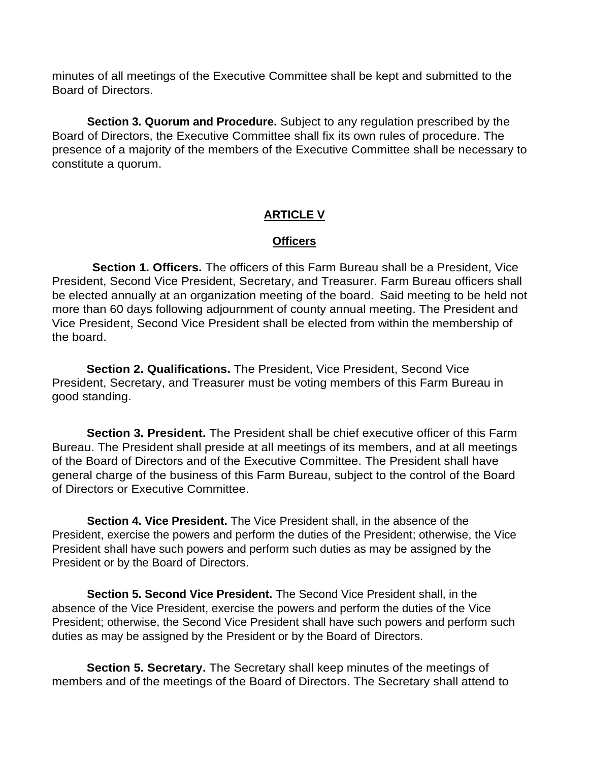minutes of all meetings of the Executive Committee shall be kept and submitted to the Board of Directors.

**Section 3. Quorum and Procedure.** Subject to any regulation prescribed by the Board of Directors, the Executive Committee shall fix its own rules of procedure. The presence of a majority of the members of the Executive Committee shall be necessary to constitute a quorum.

## ARTICLE V

## Officers

**Section 1. Officers.** The officers of this Farm Bureau shall be a President, Vice President, Second Vice President, Secretary, and Treasurer. Farm Bureau officers shall be elected annually at an organization meeting of the board. Said meeting to be held not more than 60 days following adjournment of county annual meeting. The President and Vice President, Second Vice President shall be elected from within the membership of the board.

**Section 2. Qualifications.** The President, Vice President, Second Vice President, Secretary, and Treasurer must be voting members of this Farm Bureau in good standing.

**Section 3. President.** The President shall be chief executive officer of this Farm Bureau. The President shall preside at all meetings of its members, and at all meetings of the Board of Directors and of the Executive Committee. The President shall have general charge of the business of this Farm Bureau, subject to the control of the Board of Directors or Executive Committee.

**Section 4. Vice President.** The Vice President shall, in the absence of the President, exercise the powers and perform the duties of the President; otherwise, the Vice President shall have such powers and perform such duties as may be assigned by the President or by the Board of Directors.

**Section 5. Second Vice President.** The Second Vice President shall, in the absence of the Vice President, exercise the powers and perform the duties of the Vice President; otherwise, the Second Vice President shall have such powers and perform such duties as may be assigned by the President or by the Board of Directors.

**Section 5. Secretary.** The Secretary shall keep minutes of the meetings of members and of the meetings of the Board of Directors. The Secretary shall attend to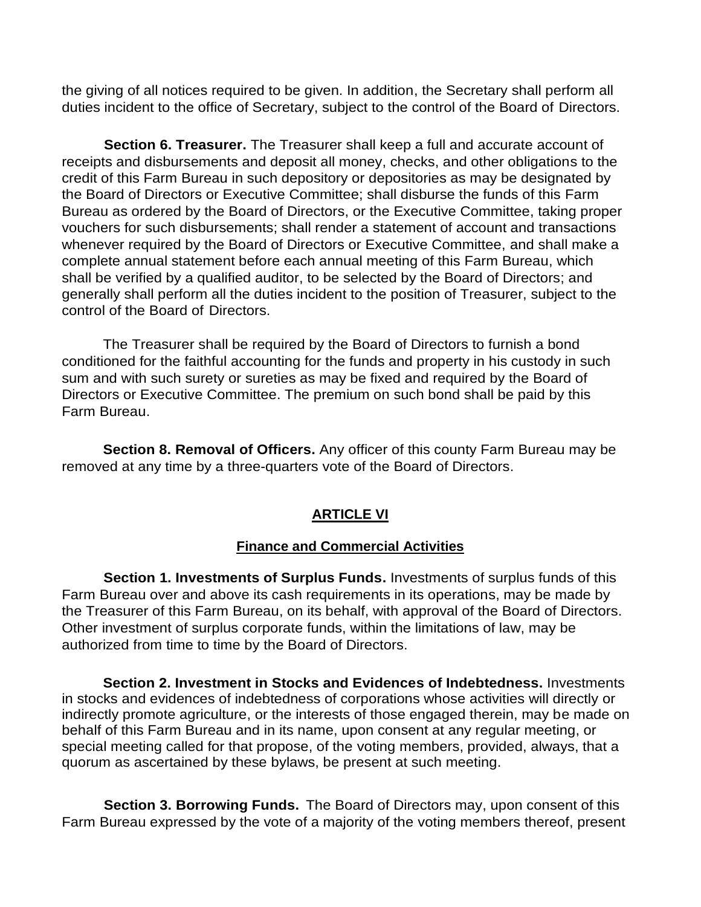the giving of all notices required to be given. In addition, the Secretary shall perform all duties incident to the office of Secretary, subject to the control of the Board of Directors.

**Section 6. Treasurer.** The Treasurer shall keep a full and accurate account of receipts and disbursements and deposit all money, checks, and other obligations to the credit of this Farm Bureau in such depository or depositories as may be designated by the Board of Directors or Executive Committee; shall disburse the funds of this Farm Bureau as ordered by the Board of Directors, or the Executive Committee, taking proper vouchers for such disbursements; shall render a statement of account and transactions whenever required by the Board of Directors or Executive Committee, and shall make a complete annual statement before each annual meeting of this Farm Bureau, which shall be verified by a qualified auditor, to be selected by the Board of Directors; and generally shall perform all the duties incident to the position of Treasurer, subject to the control of the Board of Directors.

The Treasurer shall be required by the Board of Directors to furnish a bond conditioned for the faithful accounting for the funds and property in his custody in such sum and with such surety or sureties as may be fixed and required by the Board of Directors or Executive Committee. The premium on such bond shall be paid by this Farm Bureau.

**Section 8. Removal of Officers.** Any officer of this county Farm Bureau may be removed at any time by a three-quarters vote of the Board of Directors.

## ARTICLE VI

### Finance and Commercial Activities

**Section 1. Investments of Surplus Funds.** Investments of surplus funds of this Farm Bureau over and above its cash requirements in its operations, may be made by the Treasurer of this Farm Bureau, on its behalf, with approval of the Board of Directors. Other investment of surplus corporate funds, within the limitations of law, may be authorized from time to time by the Board of Directors.

**Section 2. Investment in Stocks and Evidences of Indebtedness.** Investments in stocks and evidences of indebtedness of corporations whose activities will directly or indirectly promote agriculture, or the interests of those engaged therein, may be made on behalf of this Farm Bureau and in its name, upon consent at any regular meeting, or special meeting called for that propose, of the voting members, provided, always, that a quorum as ascertained by these bylaws, be present at such meeting.

**Section 3. Borrowing Funds.** The Board of Directors may, upon consent of this Farm Bureau expressed by the vote of a majority of the voting members thereof, present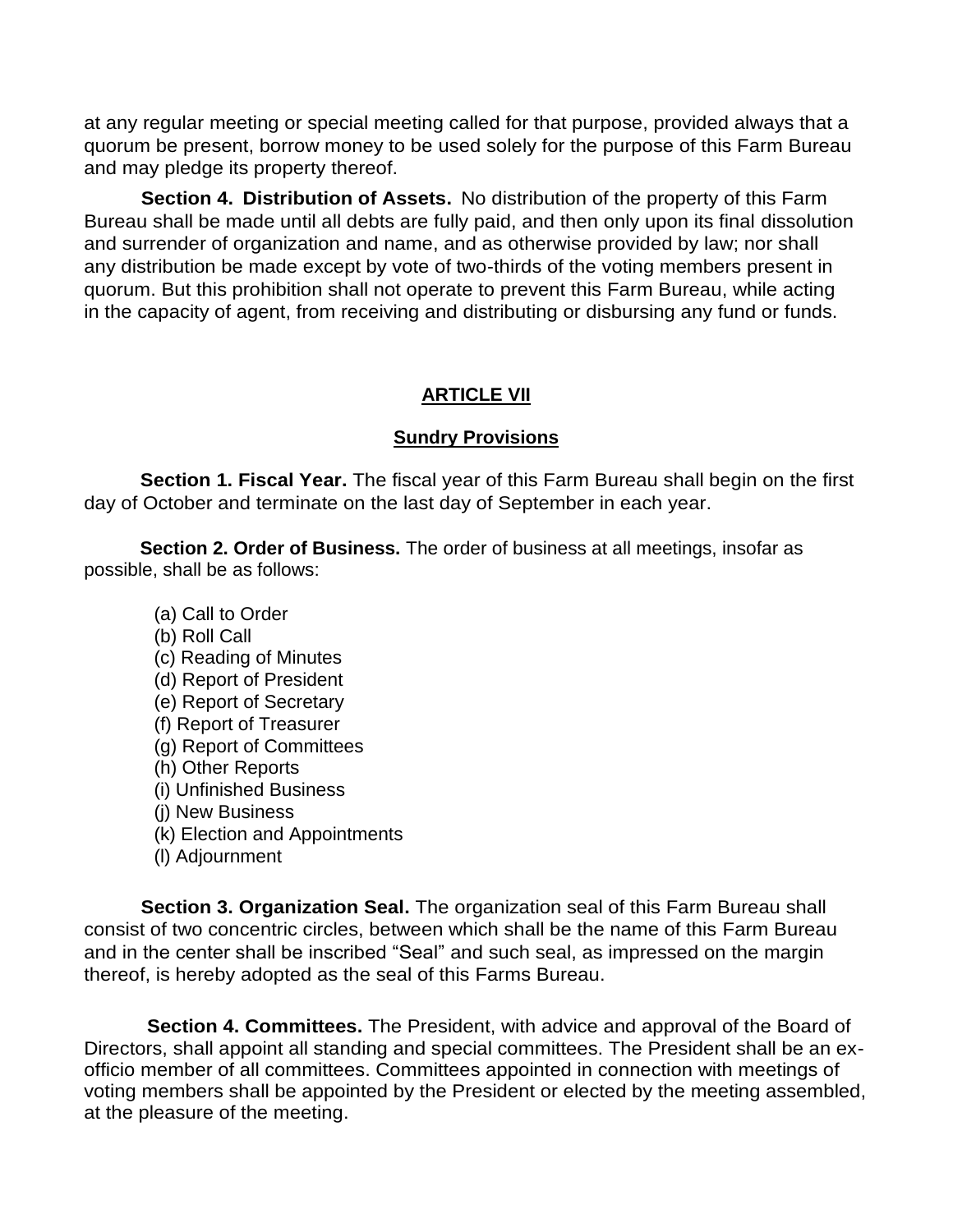at any regular meeting or special meeting called for that purpose, provided always that a quorum be present, borrow money to be used solely for the purpose of this Farm Bureau and may pledge its property thereof.

**Section 4. Distribution of Assets.** No distribution of the property of this Farm Bureau shall be made until all debts are fully paid, and then only upon its final dissolution and surrender of organization and name, and as otherwise provided by law; nor shall any distribution be made except by vote of two-thirds of the voting members present in quorum. But this prohibition shall not operate to prevent this Farm Bureau, while acting in the capacity of agent, from receiving and distributing or disbursing any fund or funds.

## ARTICLE VII

### Sundry Provisions

**Section 1. Fiscal Year.** The fiscal year of this Farm Bureau shall begin on the first day of October and terminate on the last day of September in each year.

**Section 2. Order of Business.** The order of business at all meetings, insofar as possible, shall be as follows:

(a) Call to Order
(b) Roll Call
(c) Reading of Minutes
(d) Report of President
(e) Report of Secretary
(f) Report of Treasurer
(g) Report of Committees
(h) Other Reports
(i) Unfinished Business
(j) New Business
(k) Election and Appointments
(l) Adjournment

**Section 3. Organization Seal.** The organization seal of this Farm Bureau shall consist of two concentric circles, between which shall be the name of this Farm Bureau and in the center shall be inscribed "Seal" and such seal, as impressed on the margin thereof, is hereby adopted as the seal of this Farms Bureau.

**Section 4. Committees.** The President, with advice and approval of the Board of Directors, shall appoint all standing and special committees. The President shall be an ex-officio member of all committees. Committees appointed in connection with meetings of voting members shall be appointed by the President or elected by the meeting assembled, at the pleasure of the meeting.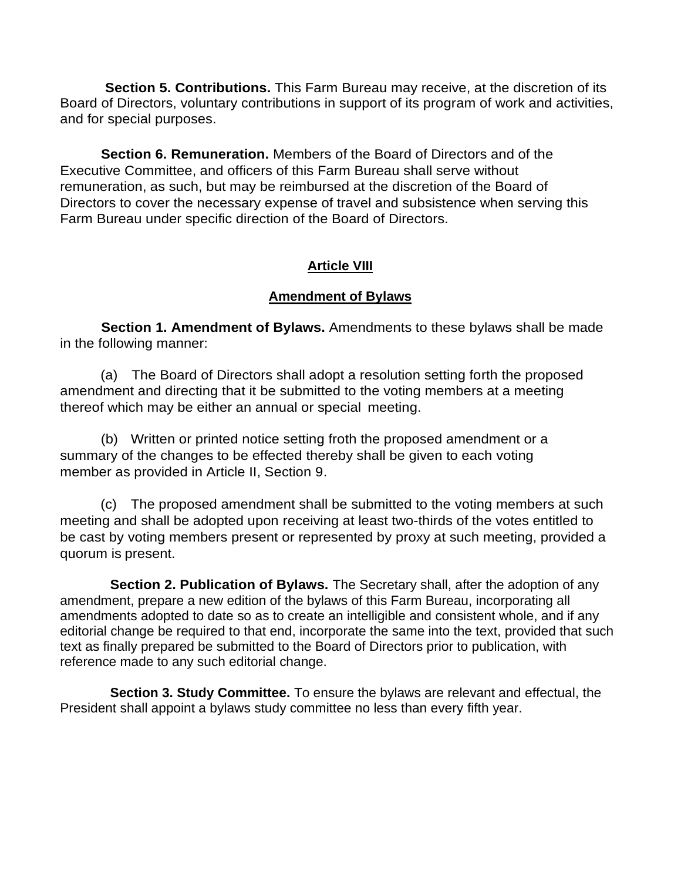**Section 5. Contributions.** This Farm Bureau may receive, at the discretion of its Board of Directors, voluntary contributions in support of its program of work and activities, and for special purposes.

**Section 6. Remuneration.** Members of the Board of Directors and of the Executive Committee, and officers of this Farm Bureau shall serve without remuneration, as such, but may be reimbursed at the discretion of the Board of Directors to cover the necessary expense of travel and subsistence when serving this Farm Bureau under specific direction of the Board of Directors.

## Article VIII

## Amendment of Bylaws

**Section 1. Amendment of Bylaws.** Amendments to these bylaws shall be made in the following manner:

(a) The Board of Directors shall adopt a resolution setting forth the proposed amendment and directing that it be submitted to the voting members at a meeting thereof which may be either an annual or special meeting.

(b) Written or printed notice setting froth the proposed amendment or a summary of the changes to be effected thereby shall be given to each voting member as provided in Article II, Section 9.

(c) The proposed amendment shall be submitted to the voting members at such meeting and shall be adopted upon receiving at least two-thirds of the votes entitled to be cast by voting members present or represented by proxy at such meeting, provided a quorum is present.

**Section 2. Publication of Bylaws.** The Secretary shall, after the adoption of any amendment, prepare a new edition of the bylaws of this Farm Bureau, incorporating all amendments adopted to date so as to create an intelligible and consistent whole, and if any editorial change be required to that end, incorporate the same into the text, provided that such text as finally prepared be submitted to the Board of Directors prior to publication, with reference made to any such editorial change.

**Section 3. Study Committee.** To ensure the bylaws are relevant and effectual, the President shall appoint a bylaws study committee no less than every fifth year.